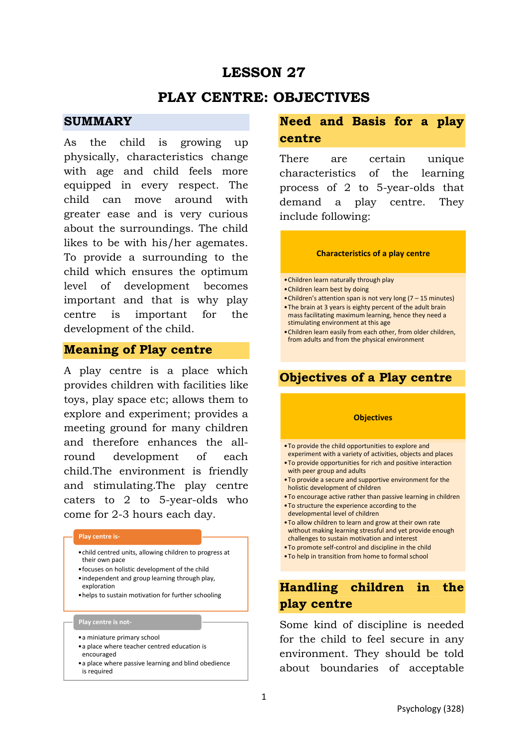# LESSON 27

# PLAY CENTRE: OBJECTIVES

## SUMMARY

As the child is growing up physically, characteristics change with age and child feels more equipped in every respect. The child can move around with greater ease and is very curious about the surroundings. The child likes to be with his/her agemates. To provide a surrounding to the child which ensures the optimum level of development becomes important and that is why play centre is important for the development of the child.

## Meaning of Play centre

A play centre is a place which provides children with facilities like toys, play space etc; allows them to explore and experiment; provides a meeting ground for many children and therefore enhances the all-round development of each child.The environment is friendly and stimulating.The play centre caters to 2 to 5-year-olds who come for 2-3 hours each day.

**Play centre is-**

- child centred units, allowing children to progress at their own pace
- focuses on holistic development of the child
- independent and group learning through play, exploration
- helps to sustain motivation for further schooling

**Play centre is not-**

- a miniature primary school
- a place where teacher centred education is encouraged
- a place where passive learning and blind obedience is required

## Need and Basis for a play centre

There are certain unique characteristics of the learning process of 2 to 5-year-olds that demand a play centre. They include following:

**Characteristics of a play centre**

- Children learn naturally through play
- Children learn best by doing
- Children's attention span is not very long (7 – 15 minutes)
- The brain at 3 years is eighty percent of the adult brain mass facilitating maximum learning, hence they need a stimulating environment at this age
- Children learn easily from each other, from older children, from adults and from the physical environment

## Objectives of a Play centre

**Objectives**

- To provide the child opportunities to explore and experiment with a variety of activities, objects and places
- To provide opportunities for rich and positive interaction with peer group and adults
- To provide a secure and supportive environment for the holistic development of children
- To encourage active rather than passive learning in children
- To structure the experience according to the developmental level of children
- To allow children to learn and grow at their own rate without making learning stressful and yet provide enough challenges to sustain motivation and interest
- To promote self-control and discipline in the child
- To help in transition from home to formal school

## Handling children in the play centre

Some kind of discipline is needed for the child to feel secure in any environment. They should be told about boundaries of acceptable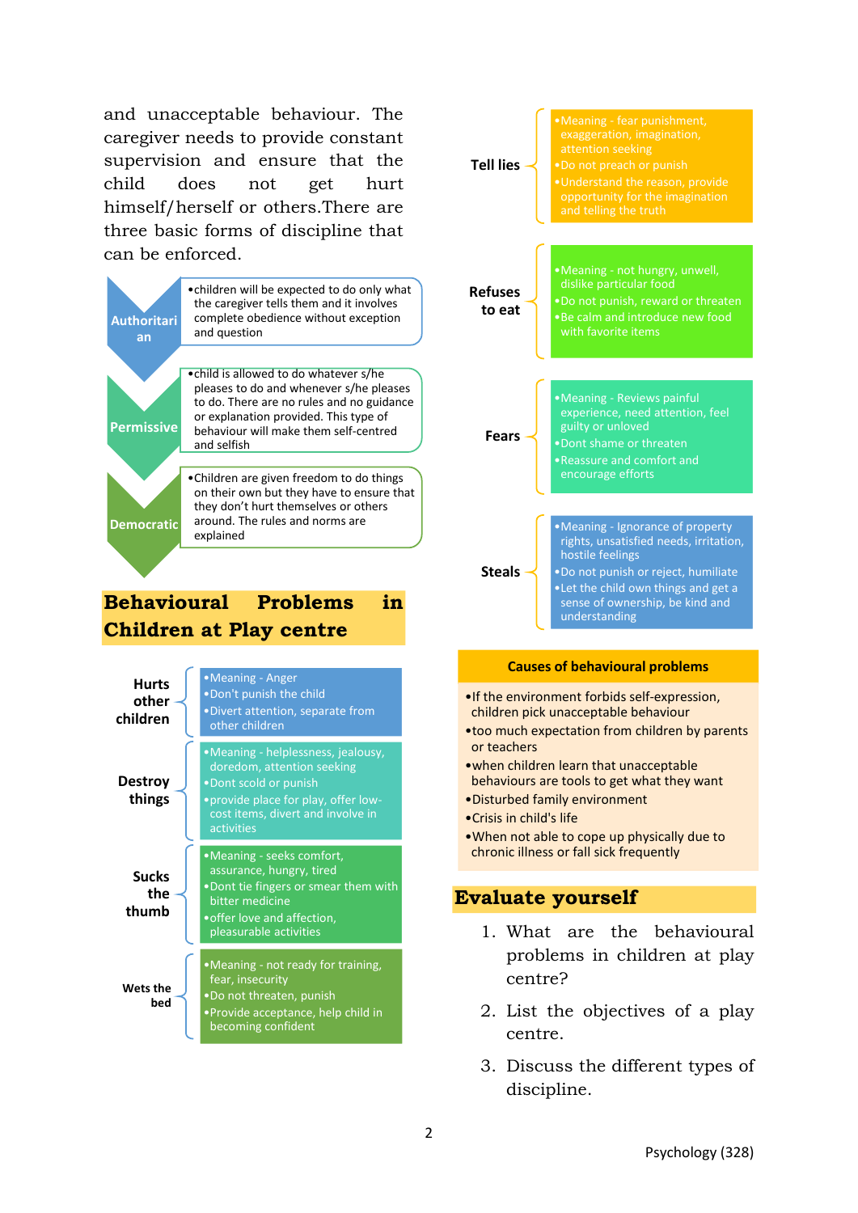and unacceptable behaviour. The caregiver needs to provide constant supervision and ensure that the child does not get hurt himself/herself or others.There are three basic forms of discipline that can be enforced.

**Authoritarian**
- children will be expected to do only what the caregiver tells them and it involves complete obedience without exception and question

**Permissive**
- child is allowed to do whatever s/he pleases to do and whenever s/he pleases to do. There are no rules and no guidance or explanation provided. This type of behaviour will make them self-centred and selfish

**Democratic**
- Children are given freedom to do things on their own but they have to ensure that they don't hurt themselves or others around. The rules and norms are explained

## Behavioural Problems in Children at Play centre

**Hurts other children**
- Meaning - Anger
- Don't punish the child
- Divert attention, separate from other children

**Destroy things**
- Meaning - helplessness, jealousy, doredom, attention seeking
- Dont scold or punish
- provide place for play, offer low-cost items, divert and involve in activities

**Sucks the thumb**
- Meaning - seeks comfort, assurance, hungry, tired
- Dont tie fingers or smear them with bitter medicine
- offer love and affection, pleasurable activities

**Wets the bed**
- Meaning - not ready for training, fear, insecurity
- Do not threaten, punish
- Provide acceptance, help child in becoming confident

**Tell lies**
- Meaning - fear punishment, exaggeration, imagination, attention seeking
- Do not preach or punish
- Understand the reason, provide opportunity for the imagination and telling the truth

**Refuses to eat**
- Meaning - not hungry, unwell, dislike particular food
- Do not punish, reward or threaten
- Be calm and introduce new food with favorite items

**Fears**
- Meaning - Reviews painful experience, need attention, feel guilty or unloved
- Dont shame or threaten
- Reassure and comfort and encourage efforts

**Steals**
- Meaning - Ignorance of property rights, unsatisfied needs, irritation, hostile feelings
- Do not punish or reject, humiliate
- Let the child own things and get a sense of ownership, be kind and understanding

**Causes of behavioural problems**

- If the environment forbids self-expression, children pick unacceptable behaviour
- too much expectation from children by parents or teachers
- when children learn that unacceptable behaviours are tools to get what they want
- Disturbed family environment
- Crisis in child's life
- When not able to cope up physically due to chronic illness or fall sick frequently

## Evaluate yourself

1. What are the behavioural problems in children at play centre?
2. List the objectives of a play centre.
3. Discuss the different types of discipline.